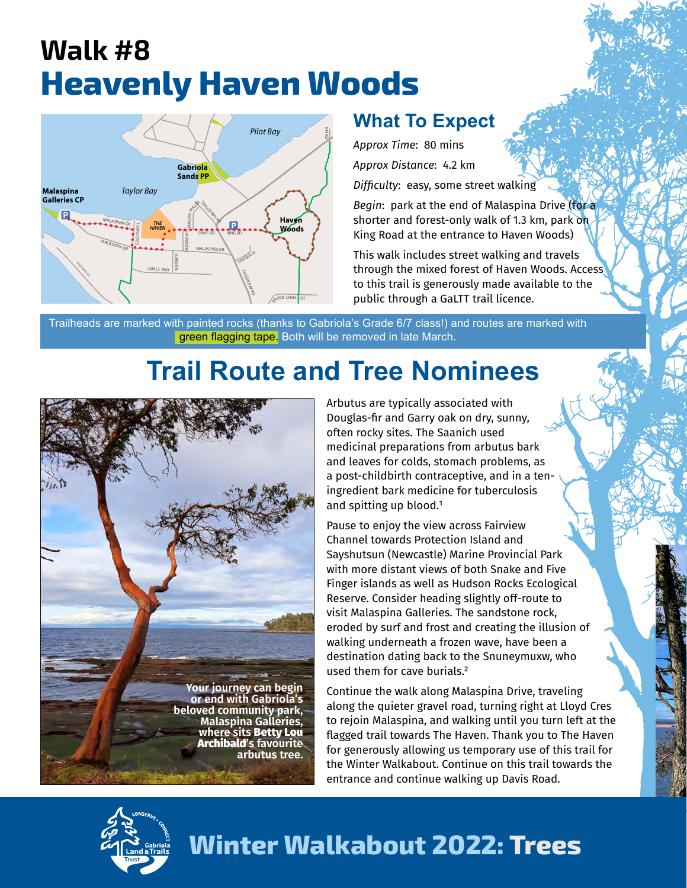# Walk #8

# Heavenly Haven Woods

## What To Expect

*Approx Time*: 80 mins

*Approx Distance*: 4.2 km

*Difficulty*: easy, some street walking

*Begin*: park at the end of Malaspina Drive (for a shorter and forest-only walk of 1.3 km, park on King Road at the entrance to Haven Woods)

This walk includes street walking and travels through the mixed forest of Haven Woods. Access to this trail is generously made available to the public through a GaLTT trail licence.

Trailheads are marked with painted rocks (thanks to Gabriola's Grade 6/7 class!) and routes are marked with green flagging tape. Both will be removed in late March.

## Trail Route and Tree Nominees

Your journey can begin or end with Gabriola's beloved community park, Malaspina Galleries, where sits **Betty Lou Archibald**'s favourite arbutus tree.

Arbutus are typically associated with Douglas-fir and Garry oak on dry, sunny, often rocky sites. The Saanich used medicinal preparations from arbutus bark and leaves for colds, stomach problems, as a post-childbirth contraceptive, and in a ten-ingredient bark medicine for tuberculosis and spitting up blood.[1]

Pause to enjoy the view across Fairview Channel towards Protection Island and Sayshutsun (Newcastle) Marine Provincial Park with more distant views of both Snake and Five Finger islands as well as Hudson Rocks Ecological Reserve. Consider heading slightly off-route to visit Malaspina Galleries. The sandstone rock, eroded by surf and frost and creating the illusion of walking underneath a frozen wave, have been a destination dating back to the Snuneymuxw, who used them for cave burials.[2]

Continue the walk along Malaspina Drive, traveling along the quieter gravel road, turning right at Lloyd Cres to rejoin Malaspina, and walking until you turn left at the flagged trail towards The Haven. Thank you to The Haven for generously allowing us temporary use of this trail for the Winter Walkabout. Continue on this trail towards the entrance and continue walking up Davis Road.

**Winter Walkabout 2022: Trees**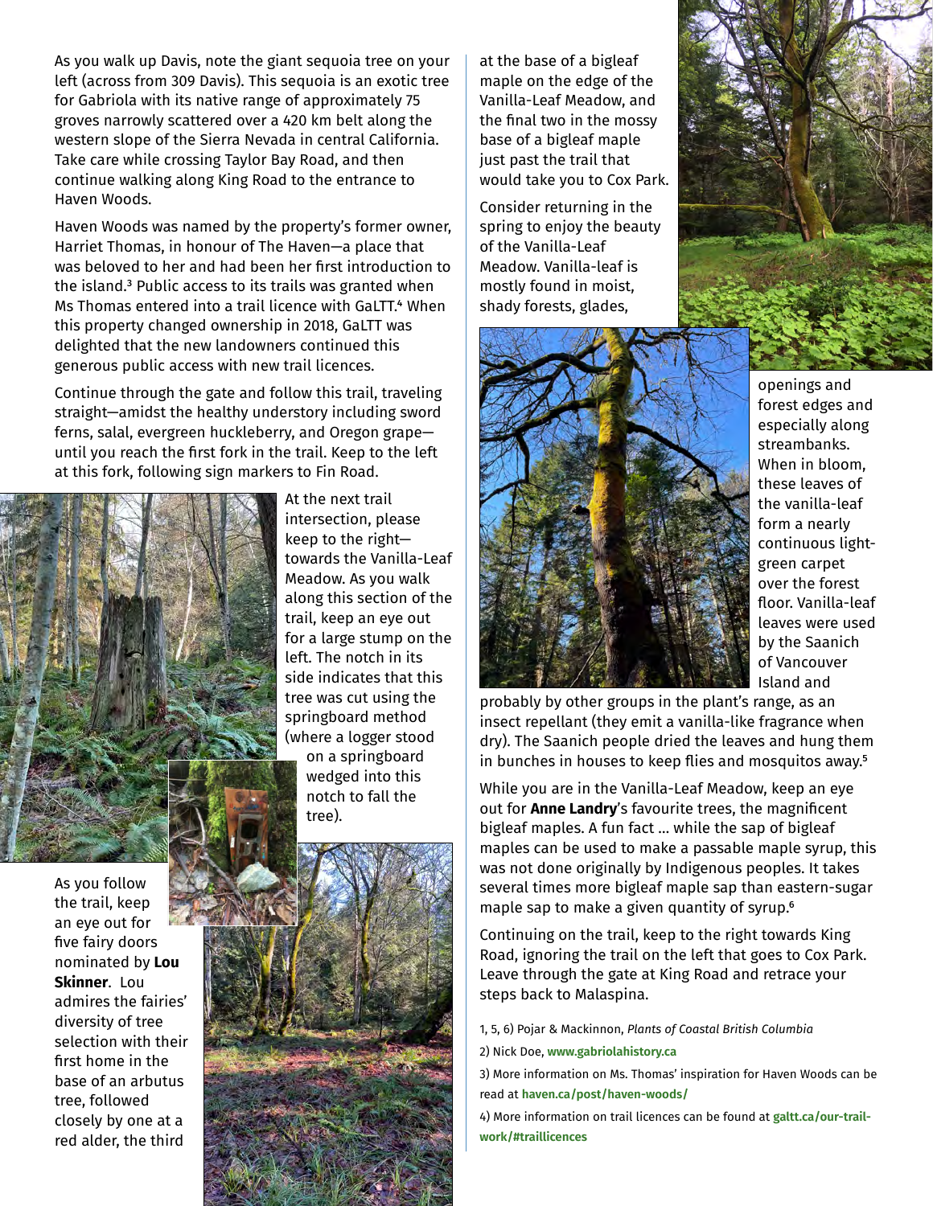As you walk up Davis, note the giant sequoia tree on your left (across from 309 Davis). This sequoia is an exotic tree for Gabriola with its native range of approximately 75 groves narrowly scattered over a 420 km belt along the western slope of the Sierra Nevada in central California. Take care while crossing Taylor Bay Road, and then continue walking along King Road to the entrance to Haven Woods.

Haven Woods was named by the property's former owner, Harriet Thomas, in honour of The Haven—a place that was beloved to her and had been her first introduction to the island.[3] Public access to its trails was granted when Ms Thomas entered into a trail licence with GaLTT.[4] When this property changed ownership in 2018, GaLTT was delighted that the new landowners continued this generous public access with new trail licences.

Continue through the gate and follow this trail, traveling straight—amidst the healthy understory including sword ferns, salal, evergreen huckleberry, and Oregon grape—until you reach the first fork in the trail. Keep to the left at this fork, following sign markers to Fin Road.

At the next trail intersection, please keep to the right—towards the Vanilla-Leaf Meadow. As you walk along this section of the trail, keep an eye out for a large stump on the left. The notch in its side indicates that this tree was cut using the springboard method (where a logger stood on a springboard wedged into this notch to fall the tree).

As you follow the trail, keep an eye out for five fairy doors nominated by **Lou Skinner**. Lou admires the fairies' diversity of tree selection with their first home in the base of an arbutus tree, followed closely by one at a red alder, the third at the base of a bigleaf maple on the edge of the Vanilla-Leaf Meadow, and the final two in the mossy base of a bigleaf maple just past the trail that would take you to Cox Park.

Consider returning in the spring to enjoy the beauty of the Vanilla-Leaf Meadow. Vanilla-leaf is mostly found in moist, shady forests, glades, openings and forest edges and especially along streambanks. When in bloom, these leaves of the vanilla-leaf form a nearly continuous light-green carpet over the forest floor. Vanilla-leaf leaves were used by the Saanich of Vancouver Island and probably by other groups in the plant's range, as an insect repellant (they emit a vanilla-like fragrance when dry). The Saanich people dried the leaves and hung them in bunches in houses to keep flies and mosquitos away.[5]

While you are in the Vanilla-Leaf Meadow, keep an eye out for **Anne Landry**'s favourite trees, the magnificent bigleaf maples. A fun fact ... while the sap of bigleaf maples can be used to make a passable maple syrup, this was not done originally by Indigenous peoples. It takes several times more bigleaf maple sap than eastern-sugar maple sap to make a given quantity of syrup.[6]

Continuing on the trail, keep to the right towards King Road, ignoring the trail on the left that goes to Cox Park. Leave through the gate at King Road and retrace your steps back to Malaspina.

1, 5, 6) Pojar & Mackinnon, *Plants of Coastal British Columbia*

2) Nick Doe, **www.gabriolahistory.ca**

3) More information on Ms. Thomas' inspiration for Haven Woods can be read at **haven.ca/post/haven-woods/**

4) More information on trail licences can be found at **galtt.ca/our-trail-work/#traillicences**